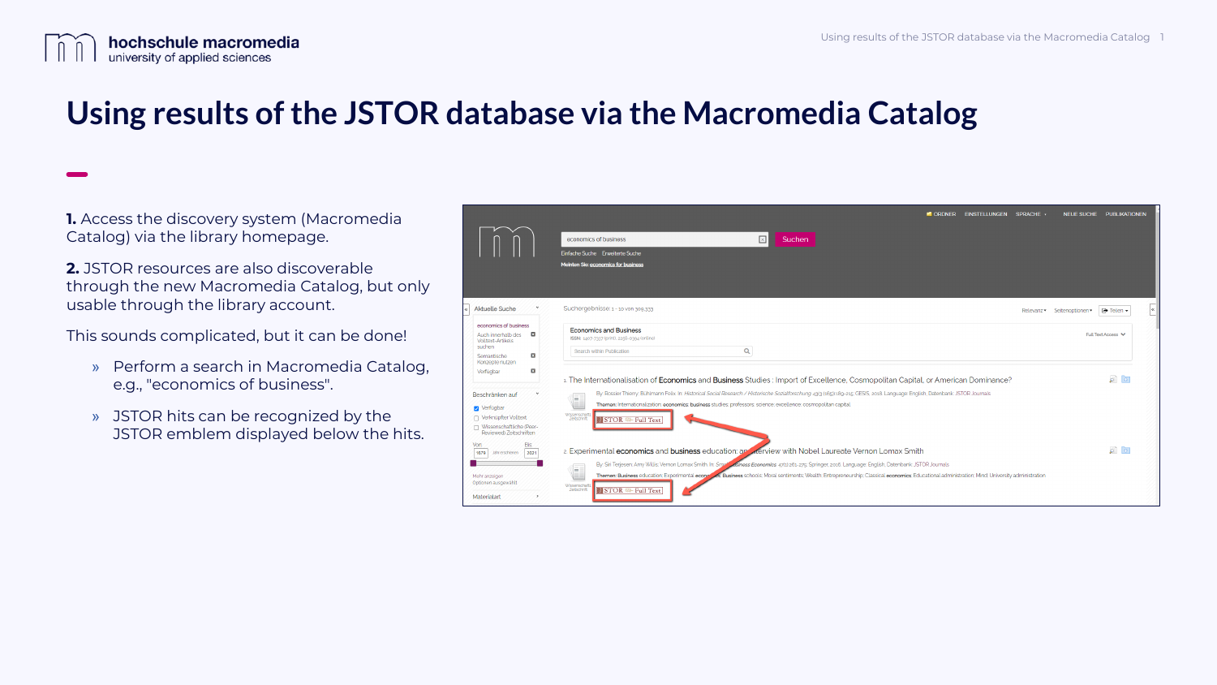# Using results of the JSTOR database via the Macromedia Catalog

**1.** Access the discovery system (Macromedia Catalog) via the library homepage.

**2.** JSTOR resources are also discoverable through the new Macromedia Catalog, but only usable through the library account.

This sounds complicated, but it can be done!

- Perform a search in Macromedia Catalog, e.g., "economics of business".
- JSTOR hits can be recognized by the JSTOR emblem displayed below the hits.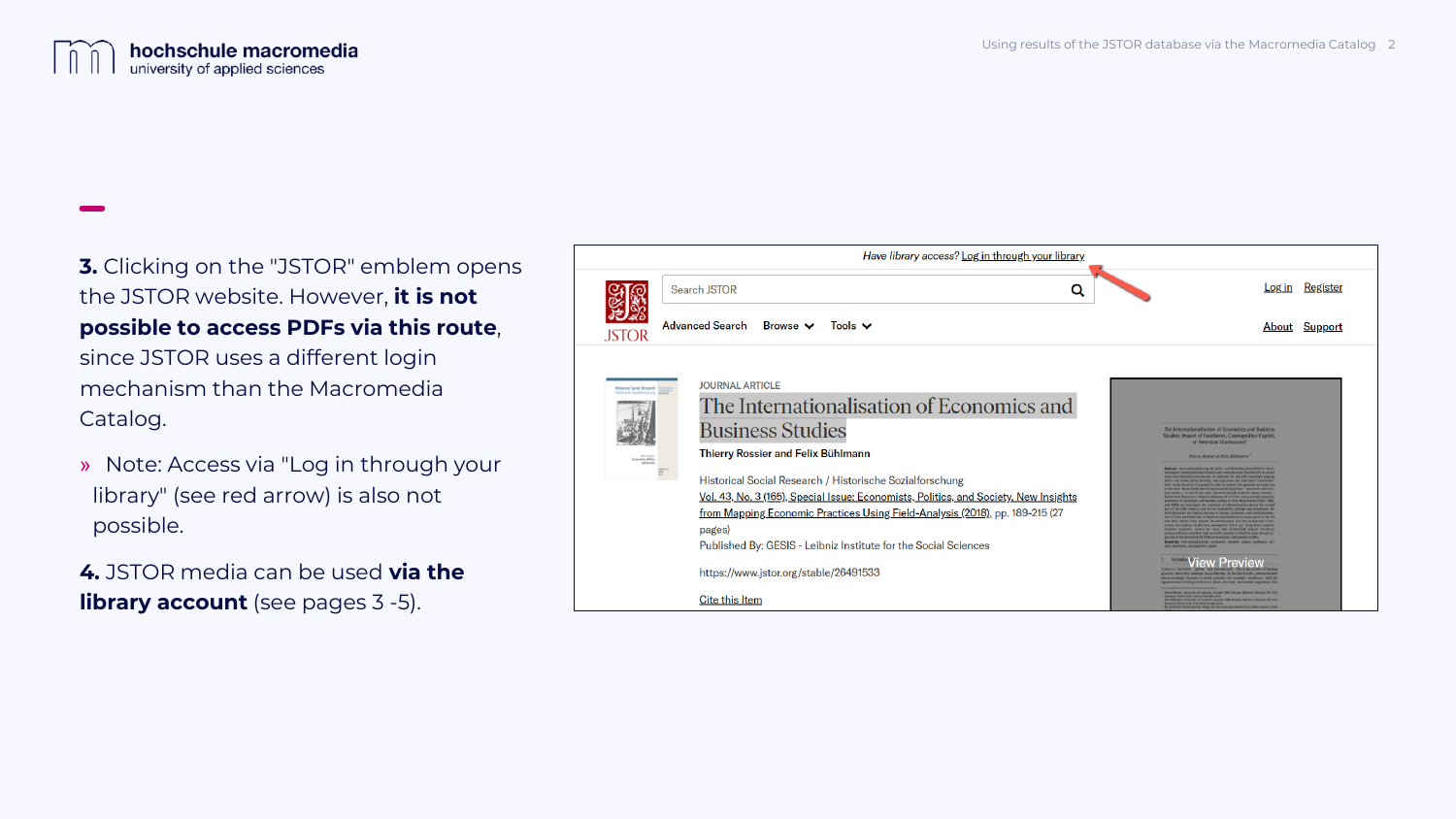**3.** Clicking on the "JSTOR" emblem opens the JSTOR website. However, **it is not possible to access PDFs via this route**, since JSTOR uses a different login mechanism than the Macromedia Catalog.

» Note: Access via "Log in through your library" (see red arrow) is also not possible.

**4.** JSTOR media can be used **via the library account** (see pages 3 -5).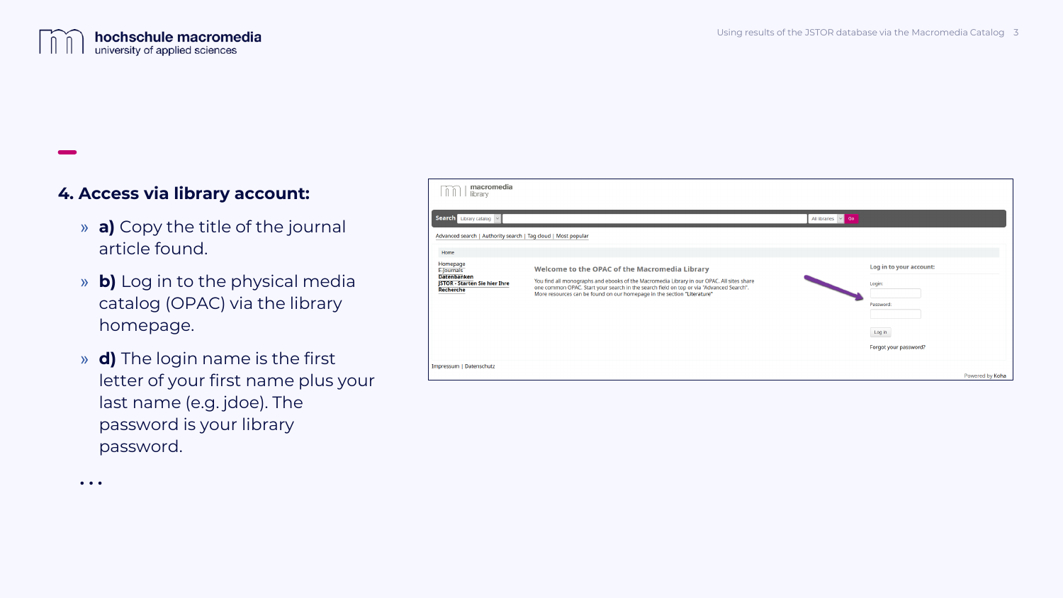## 4. Access via library account:

- **a)** Copy the title of the journal article found.
- **b)** Log in to the physical media catalog (OPAC) via the library homepage.
- **d)** The login name is the first letter of your first name plus your last name (e.g. jdoe). The password is your library password.

...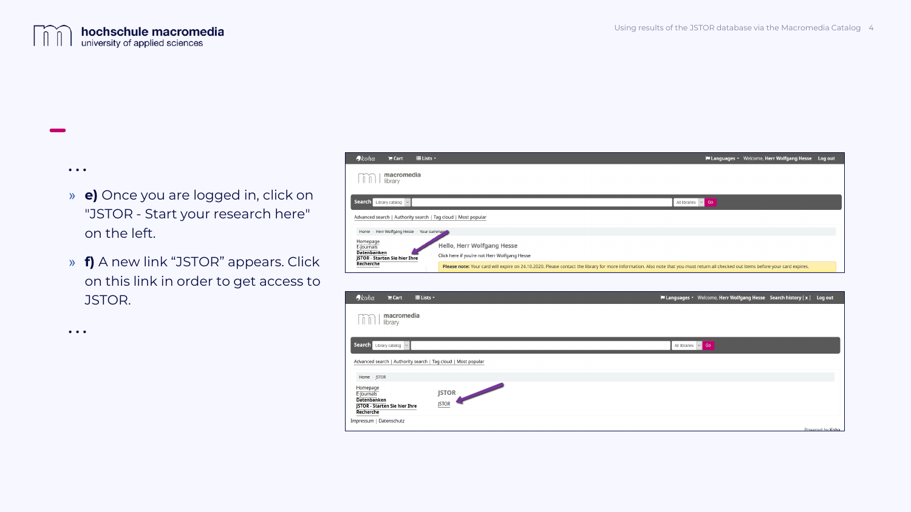...

- **e)** Once you are logged in, click on "JSTOR - Start your research here" on the left.
- **f)** A new link “JSTOR” appears. Click on this link in order to get access to JSTOR.

...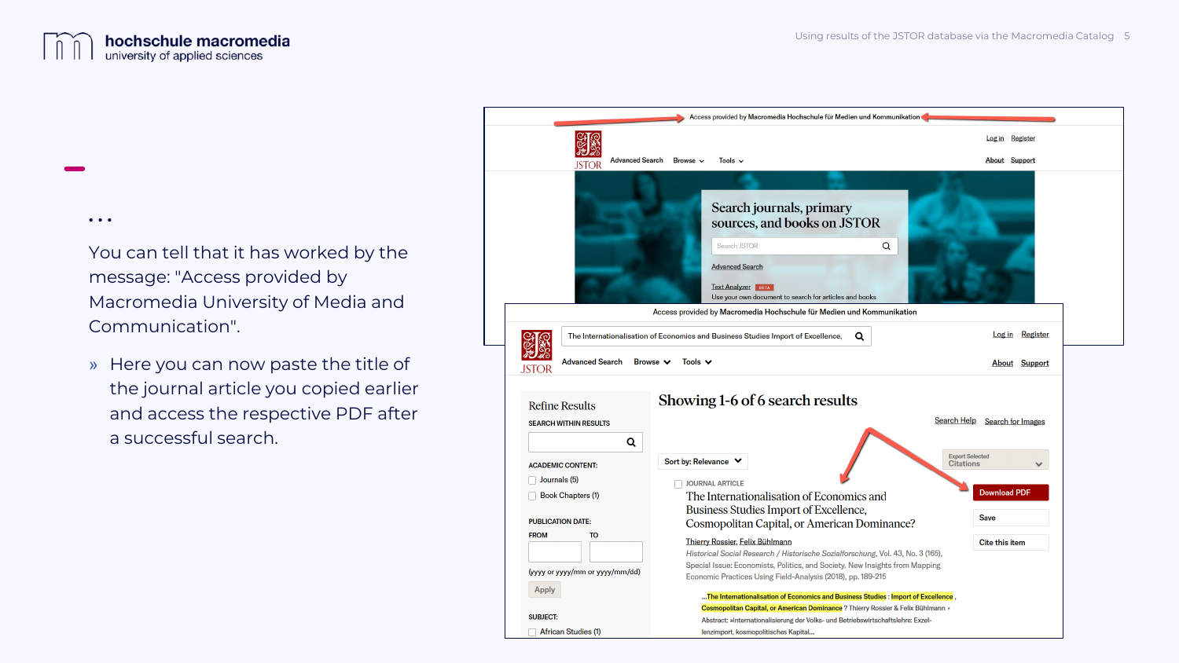...

You can tell that it has worked by the message: "Access provided by Macromedia University of Media and Communication".

» Here you can now paste the title of the journal article you copied earlier and access the respective PDF after a successful search.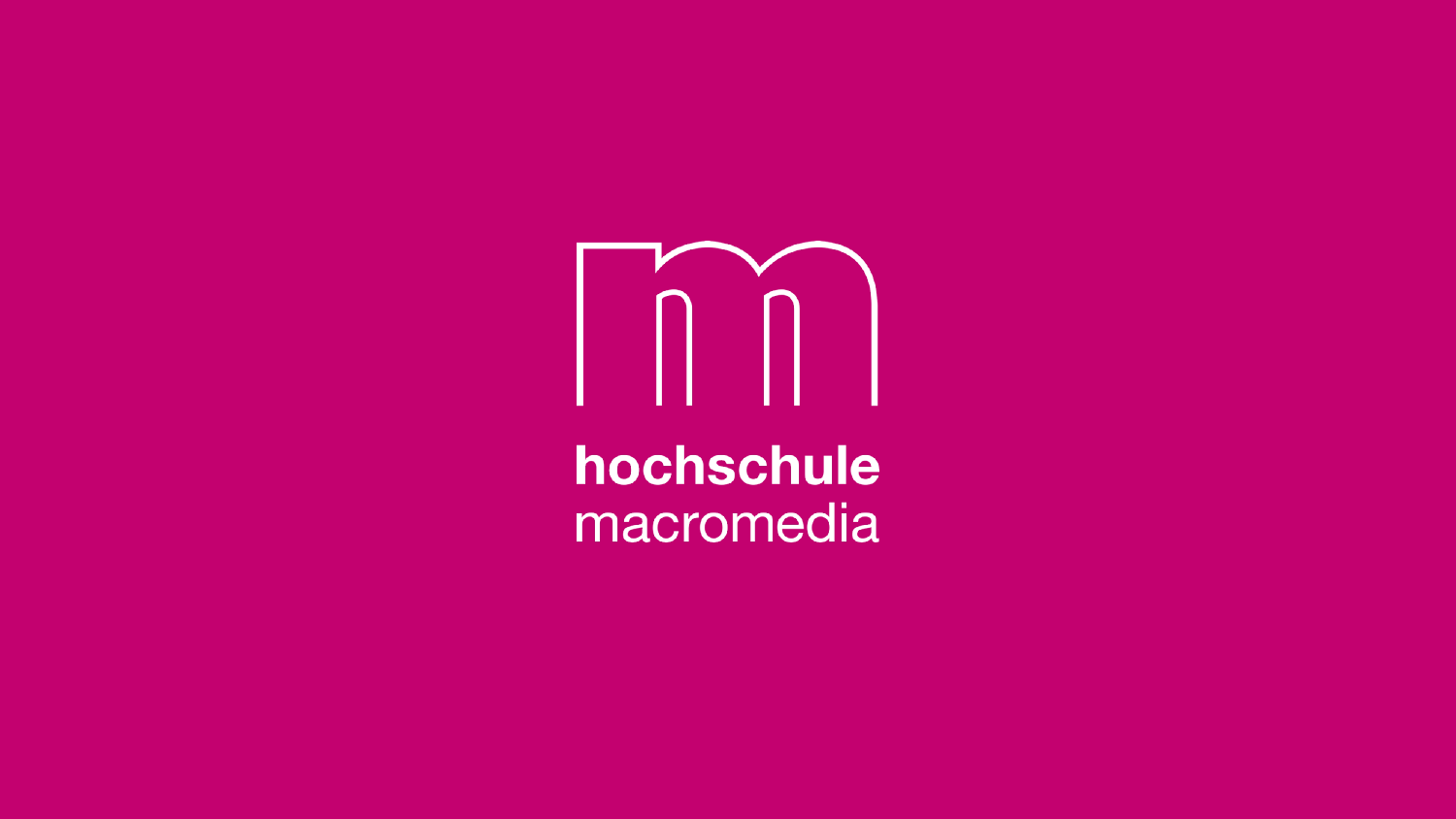**hochschule**
macromedia